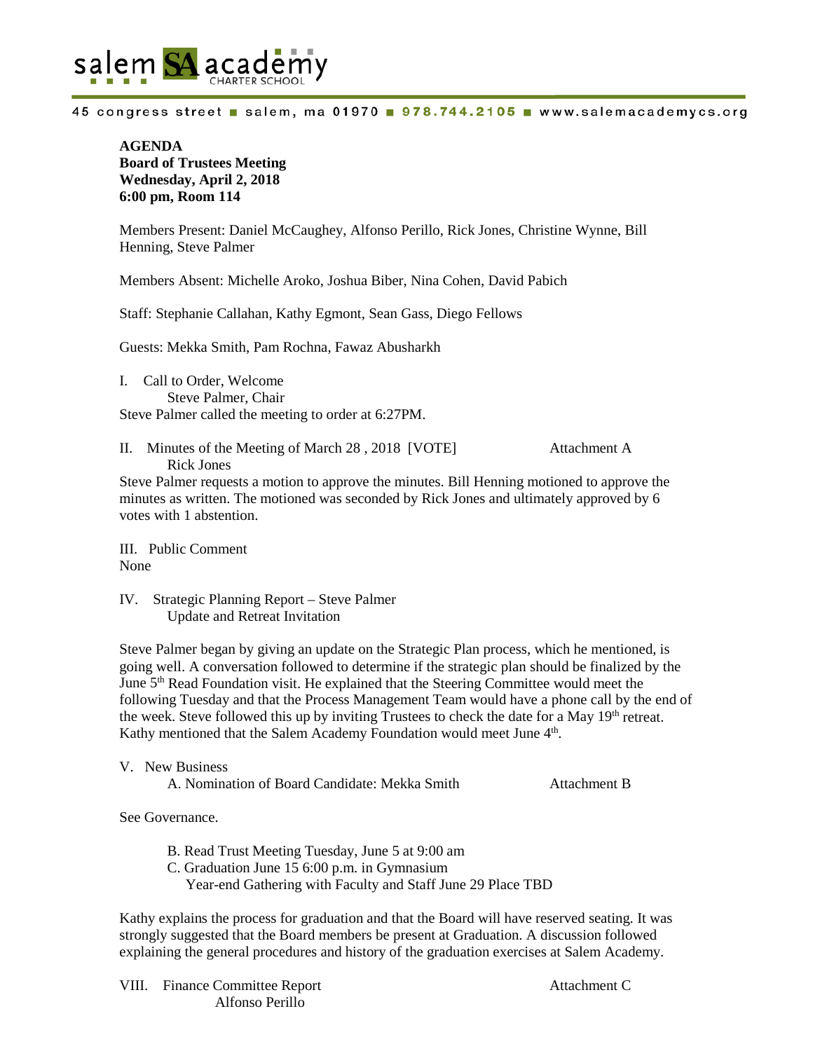salem SA academy CHARTER SCHOOL

45 congress street ■ salem, ma 01970 ■ 978.744.2105 ■ www.salemacademycs.org

**AGENDA**
**Board of Trustees Meeting**
**Wednesday, April 2, 2018**
**6:00 pm, Room 114**

Members Present: Daniel McCaughey, Alfonso Perillo, Rick Jones, Christine Wynne, Bill Henning, Steve Palmer

Members Absent: Michelle Aroko, Joshua Biber, Nina Cohen, David Pabich

Staff: Stephanie Callahan, Kathy Egmont, Sean Gass, Diego Fellows

Guests: Mekka Smith, Pam Rochna, Fawaz Abusharkh

I. Call to Order, Welcome
   Steve Palmer, Chair

Steve Palmer called the meeting to order at 6:27PM.

II. Minutes of the Meeting of March 28 , 2018 [VOTE] — Attachment A
   Rick Jones

Steve Palmer requests a motion to approve the minutes. Bill Henning motioned to approve the minutes as written. The motioned was seconded by Rick Jones and ultimately approved by 6 votes with 1 abstention.

III. Public Comment

None

IV. Strategic Planning Report – Steve Palmer
   Update and Retreat Invitation

Steve Palmer began by giving an update on the Strategic Plan process, which he mentioned, is going well. A conversation followed to determine if the strategic plan should be finalized by the June 5th Read Foundation visit. He explained that the Steering Committee would meet the following Tuesday and that the Process Management Team would have a phone call by the end of the week. Steve followed this up by inviting Trustees to check the date for a May 19th retreat. Kathy mentioned that the Salem Academy Foundation would meet June 4th.

V. New Business
   A. Nomination of Board Candidate: Mekka Smith — Attachment B

See Governance.

   B. Read Trust Meeting Tuesday, June 5 at 9:00 am
   C. Graduation June 15 6:00 p.m. in Gymnasium
      Year-end Gathering with Faculty and Staff June 29 Place TBD

Kathy explains the process for graduation and that the Board will have reserved seating. It was strongly suggested that the Board members be present at Graduation. A discussion followed explaining the general procedures and history of the graduation exercises at Salem Academy.

VIII. Finance Committee Report — Attachment C
   Alfonso Perillo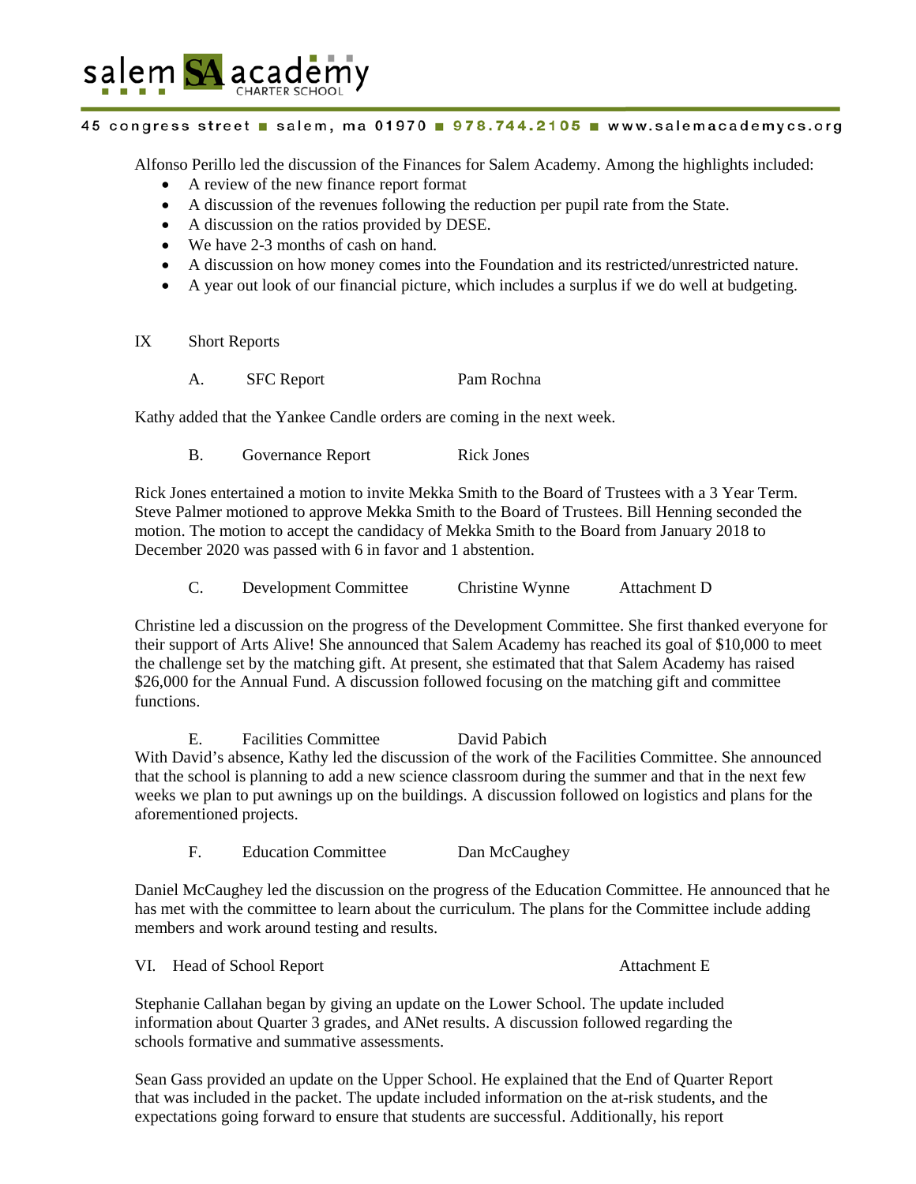Alfonso Perillo led the discussion of the Finances for Salem Academy. Among the highlights included:

- A review of the new finance report format
- A discussion of the revenues following the reduction per pupil rate from the State.
- A discussion on the ratios provided by DESE.
- We have 2-3 months of cash on hand.
- A discussion on how money comes into the Foundation and its restricted/unrestricted nature.
- A year out look of our financial picture, which includes a surplus if we do well at budgeting.

IX Short Reports

A. SFC Report Pam Rochna

Kathy added that the Yankee Candle orders are coming in the next week.

B. Governance Report Rick Jones

Rick Jones entertained a motion to invite Mekka Smith to the Board of Trustees with a 3 Year Term. Steve Palmer motioned to approve Mekka Smith to the Board of Trustees. Bill Henning seconded the motion. The motion to accept the candidacy of Mekka Smith to the Board from January 2018 to December 2020 was passed with 6 in favor and 1 abstention.

C. Development Committee Christine Wynne Attachment D

Christine led a discussion on the progress of the Development Committee. She first thanked everyone for their support of Arts Alive! She announced that Salem Academy has reached its goal of $10,000 to meet the challenge set by the matching gift. At present, she estimated that that Salem Academy has raised $26,000 for the Annual Fund. A discussion followed focusing on the matching gift and committee functions.

E. Facilities Committee David Pabich

With David's absence, Kathy led the discussion of the work of the Facilities Committee. She announced that the school is planning to add a new science classroom during the summer and that in the next few weeks we plan to put awnings up on the buildings. A discussion followed on logistics and plans for the aforementioned projects.

F. Education Committee Dan McCaughey

Daniel McCaughey led the discussion on the progress of the Education Committee. He announced that he has met with the committee to learn about the curriculum. The plans for the Committee include adding members and work around testing and results.

VI. Head of School Report Attachment E

Stephanie Callahan began by giving an update on the Lower School. The update included information about Quarter 3 grades, and ANet results. A discussion followed regarding the schools formative and summative assessments.

Sean Gass provided an update on the Upper School. He explained that the End of Quarter Report that was included in the packet. The update included information on the at-risk students, and the expectations going forward to ensure that students are successful. Additionally, his report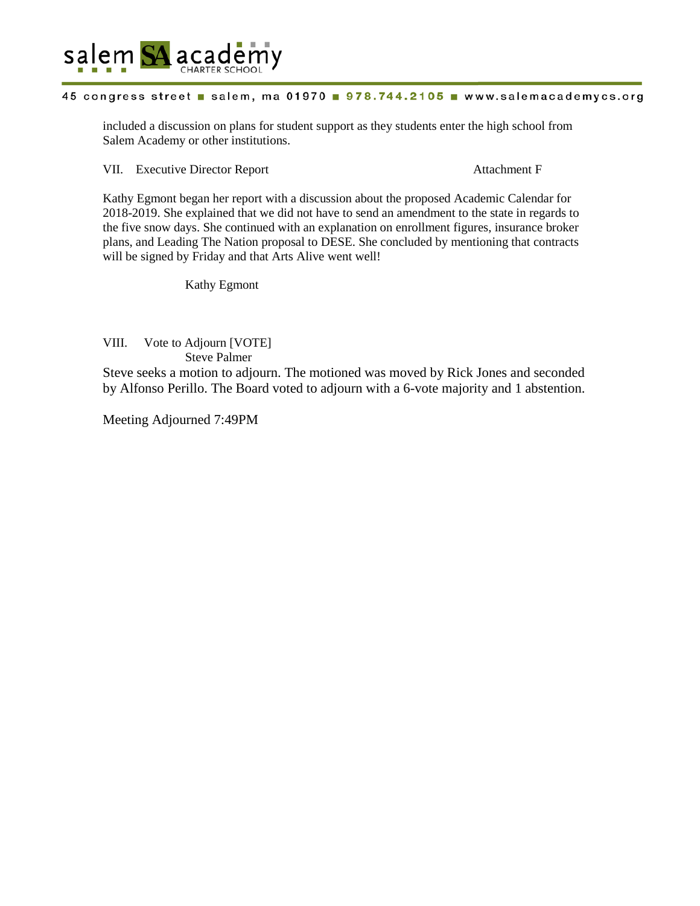included a discussion on plans for student support as they students enter the high school from Salem Academy or other institutions.

VII. Executive Director Report Attachment F

Kathy Egmont began her report with a discussion about the proposed Academic Calendar for 2018-2019. She explained that we did not have to send an amendment to the state in regards to the five snow days. She continued with an explanation on enrollment figures, insurance broker plans, and Leading The Nation proposal to DESE. She concluded by mentioning that contracts will be signed by Friday and that Arts Alive went well!

Kathy Egmont

VIII. Vote to Adjourn [VOTE]
Steve Palmer

Steve seeks a motion to adjourn. The motioned was moved by Rick Jones and seconded by Alfonso Perillo. The Board voted to adjourn with a 6-vote majority and 1 abstention.

Meeting Adjourned 7:49PM